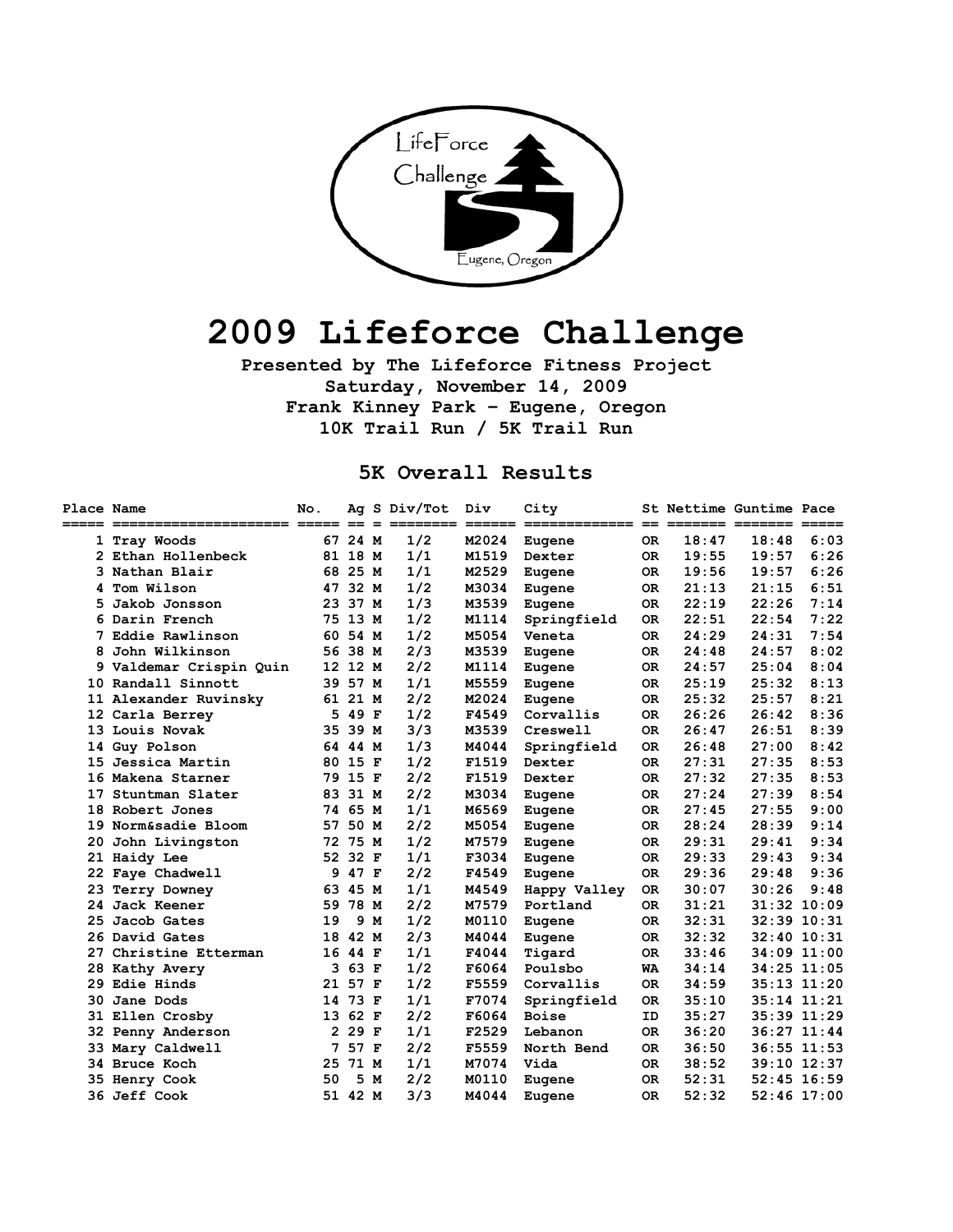# 2009 Lifeforce Challenge

**Presented by The Lifeforce Fitness Project**
**Saturday, November 14, 2009**
**Frank Kinney Park – Eugene, Oregon**
**10K Trail Run / 5K Trail Run**

## 5K Overall Results

| Place | Name | No. | Ag | S | Div/Tot | Div | City | St | Nettime | Guntime | Pace |
|---|---|---|---|---|---|---|---|---|---|---|---|
| 1 | Tray Woods | 67 | 24 | M | 1/2 | M2024 | Eugene | OR | 18:47 | 18:48 | 6:03 |
| 2 | Ethan Hollenbeck | 81 | 18 | M | 1/1 | M1519 | Dexter | OR | 19:55 | 19:57 | 6:26 |
| 3 | Nathan Blair | 68 | 25 | M | 1/1 | M2529 | Eugene | OR | 19:56 | 19:57 | 6:26 |
| 4 | Tom Wilson | 47 | 32 | M | 1/2 | M3034 | Eugene | OR | 21:13 | 21:15 | 6:51 |
| 5 | Jakob Jonsson | 23 | 37 | M | 1/3 | M3539 | Eugene | OR | 22:19 | 22:26 | 7:14 |
| 6 | Darin French | 75 | 13 | M | 1/2 | M1114 | Springfield | OR | 22:51 | 22:54 | 7:22 |
| 7 | Eddie Rawlinson | 60 | 54 | M | 1/2 | M5054 | Veneta | OR | 24:29 | 24:31 | 7:54 |
| 8 | John Wilkinson | 56 | 38 | M | 2/3 | M3539 | Eugene | OR | 24:48 | 24:57 | 8:02 |
| 9 | Valdemar Crispin Quin | 12 | 12 | M | 2/2 | M1114 | Eugene | OR | 24:57 | 25:04 | 8:04 |
| 10 | Randall Sinnott | 39 | 57 | M | 1/1 | M5559 | Eugene | OR | 25:19 | 25:32 | 8:13 |
| 11 | Alexander Ruvinsky | 61 | 21 | M | 2/2 | M2024 | Eugene | OR | 25:32 | 25:57 | 8:21 |
| 12 | Carla Berrey | 5 | 49 | F | 1/2 | F4549 | Corvallis | OR | 26:26 | 26:42 | 8:36 |
| 13 | Louis Novak | 35 | 39 | M | 3/3 | M3539 | Creswell | OR | 26:47 | 26:51 | 8:39 |
| 14 | Guy Polson | 64 | 44 | M | 1/3 | M4044 | Springfield | OR | 26:48 | 27:00 | 8:42 |
| 15 | Jessica Martin | 80 | 15 | F | 1/2 | F1519 | Dexter | OR | 27:31 | 27:35 | 8:53 |
| 16 | Makena Starner | 79 | 15 | F | 2/2 | F1519 | Dexter | OR | 27:32 | 27:35 | 8:53 |
| 17 | Stuntman Slater | 83 | 31 | M | 2/2 | M3034 | Eugene | OR | 27:24 | 27:39 | 8:54 |
| 18 | Robert Jones | 74 | 65 | M | 1/1 | M6569 | Eugene | OR | 27:45 | 27:55 | 9:00 |
| 19 | Norm&sadie Bloom | 57 | 50 | M | 2/2 | M5054 | Eugene | OR | 28:24 | 28:39 | 9:14 |
| 20 | John Livingston | 72 | 75 | M | 1/2 | M7579 | Eugene | OR | 29:31 | 29:41 | 9:34 |
| 21 | Haidy Lee | 52 | 32 | F | 1/1 | F3034 | Eugene | OR | 29:33 | 29:43 | 9:34 |
| 22 | Faye Chadwell | 9 | 47 | F | 2/2 | F4549 | Eugene | OR | 29:36 | 29:48 | 9:36 |
| 23 | Terry Downey | 63 | 45 | M | 1/1 | M4549 | Happy Valley | OR | 30:07 | 30:26 | 9:48 |
| 24 | Jack Keener | 59 | 78 | M | 2/2 | M7579 | Portland | OR | 31:21 | 31:32 | 10:09 |
| 25 | Jacob Gates | 19 | 9 | M | 1/2 | M0110 | Eugene | OR | 32:31 | 32:39 | 10:31 |
| 26 | David Gates | 18 | 42 | M | 2/3 | M4044 | Eugene | OR | 32:32 | 32:40 | 10:31 |
| 27 | Christine Etterman | 16 | 44 | F | 1/1 | F4044 | Tigard | OR | 33:46 | 34:09 | 11:00 |
| 28 | Kathy Avery | 3 | 63 | F | 1/2 | F6064 | Poulsbo | WA | 34:14 | 34:25 | 11:05 |
| 29 | Edie Hinds | 21 | 57 | F | 1/2 | F5559 | Corvallis | OR | 34:59 | 35:13 | 11:20 |
| 30 | Jane Dods | 14 | 73 | F | 1/1 | F7074 | Springfield | OR | 35:10 | 35:14 | 11:21 |
| 31 | Ellen Crosby | 13 | 62 | F | 2/2 | F6064 | Boise | ID | 35:27 | 35:39 | 11:29 |
| 32 | Penny Anderson | 2 | 29 | F | 1/1 | F2529 | Lebanon | OR | 36:20 | 36:27 | 11:44 |
| 33 | Mary Caldwell | 7 | 57 | F | 2/2 | F5559 | North Bend | OR | 36:50 | 36:55 | 11:53 |
| 34 | Bruce Koch | 25 | 71 | M | 1/1 | M7074 | Vida | OR | 38:52 | 39:10 | 12:37 |
| 35 | Henry Cook | 50 | 5 | M | 2/2 | M0110 | Eugene | OR | 52:31 | 52:45 | 16:59 |
| 36 | Jeff Cook | 51 | 42 | M | 3/3 | M4044 | Eugene | OR | 52:32 | 52:46 | 17:00 |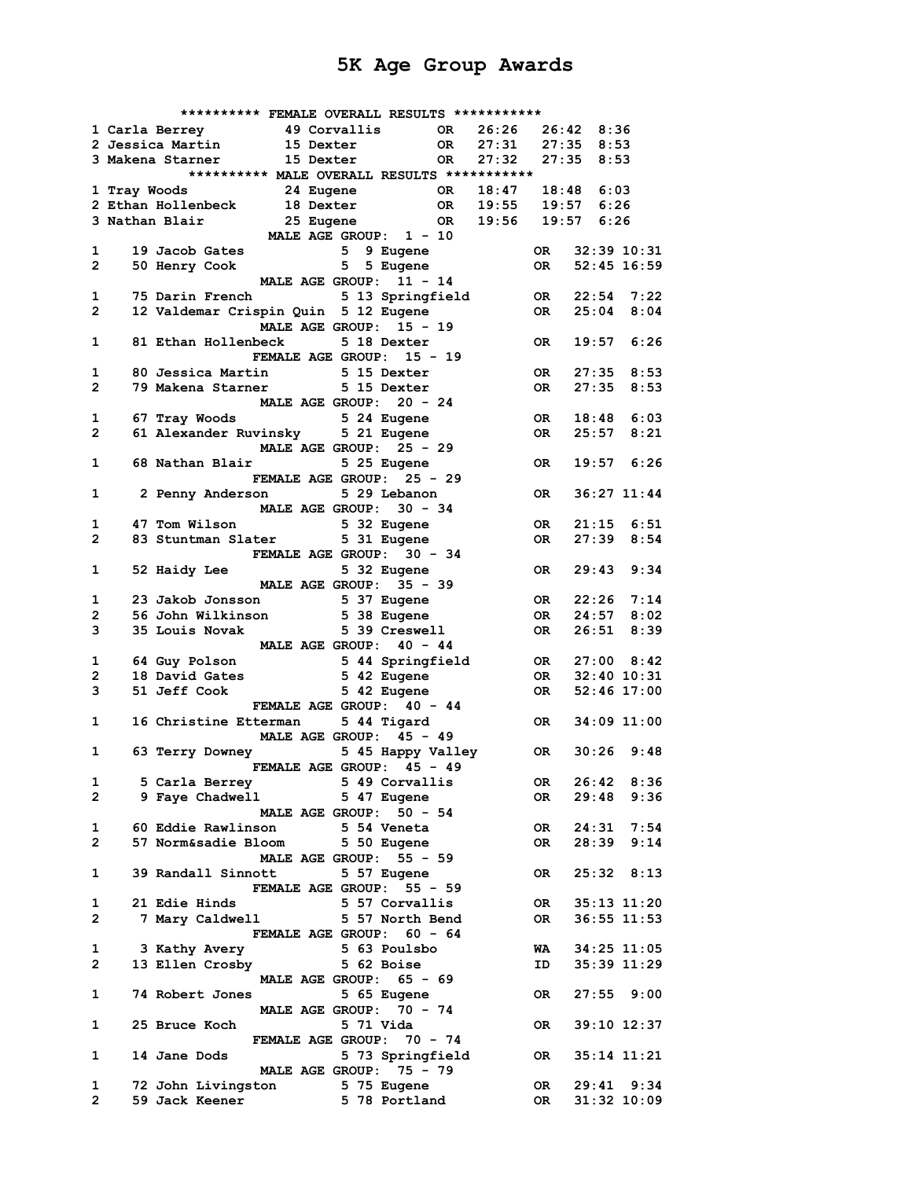# 5K Age Group Awards

```
          ********** FEMALE OVERALL RESULTS ***********
1 Carla Berrey          49 Corvallis       OR   26:26   26:42  8:36
2 Jessica Martin        15 Dexter          OR   27:31   27:35  8:53
3 Makena Starner        15 Dexter          OR   27:32   27:35  8:53
          ********** MALE OVERALL RESULTS ***********
1 Tray Woods            24 Eugene          OR   18:47   18:48  6:03
2 Ethan Hollenbeck      18 Dexter          OR   19:55   19:57  6:26
3 Nathan Blair          25 Eugene          OR   19:56   19:57  6:26
                    MALE AGE GROUP:  1 - 10
1     19 Jacob Gates           5  9 Eugene            OR   32:39 10:31
2     50 Henry Cook            5  5 Eugene            OR   52:45 16:59
                    MALE AGE GROUP:  11 - 14
1     75 Darin French          5 13 Springfield       OR   22:54  7:22
2     12 Valdemar Crispin Quin 5 12 Eugene            OR   25:04  8:04
                    MALE AGE GROUP:  15 - 19
1     81 Ethan Hollenbeck      5 18 Dexter            OR   19:57  6:26
                    FEMALE AGE GROUP:  15 - 19
1     80 Jessica Martin        5 15 Dexter            OR   27:35  8:53
2     79 Makena Starner        5 15 Dexter            OR   27:35  8:53
                    MALE AGE GROUP:  20 - 24
1     67 Tray Woods            5 24 Eugene            OR   18:48  6:03
2     61 Alexander Ruvinsky    5 21 Eugene            OR   25:57  8:21
                    MALE AGE GROUP:  25 - 29
1     68 Nathan Blair          5 25 Eugene            OR   19:57  6:26
                    FEMALE AGE GROUP:  25 - 29
1      2 Penny Anderson        5 29 Lebanon           OR   36:27 11:44
                    MALE AGE GROUP:  30 - 34
1     47 Tom Wilson            5 32 Eugene            OR   21:15  6:51
2     83 Stuntman Slater       5 31 Eugene            OR   27:39  8:54
                    FEMALE AGE GROUP:  30 - 34
1     52 Haidy Lee             5 32 Eugene            OR   29:43  9:34
                    MALE AGE GROUP:  35 - 39
1     23 Jakob Jonsson         5 37 Eugene            OR   22:26  7:14
2     56 John Wilkinson        5 38 Eugene            OR   24:57  8:02
3     35 Louis Novak           5 39 Creswell          OR   26:51  8:39
                    MALE AGE GROUP:  40 - 44
1     64 Guy Polson            5 44 Springfield       OR   27:00  8:42
2     18 David Gates           5 42 Eugene            OR   32:40 10:31
3     51 Jeff Cook             5 42 Eugene            OR   52:46 17:00
                    FEMALE AGE GROUP:  40 - 44
1     16 Christine Etterman    5 44 Tigard            OR   34:09 11:00
                    MALE AGE GROUP:  45 - 49
1     63 Terry Downey          5 45 Happy Valley      OR   30:26  9:48
                    FEMALE AGE GROUP:  45 - 49
1      5 Carla Berrey          5 49 Corvallis         OR   26:42  8:36
2      9 Faye Chadwell         5 47 Eugene            OR   29:48  9:36
                    MALE AGE GROUP:  50 - 54
1     60 Eddie Rawlinson       5 54 Veneta            OR   24:31  7:54
2     57 Norm&sadie Bloom      5 50 Eugene            OR   28:39  9:14
                    MALE AGE GROUP:  55 - 59
1     39 Randall Sinnott       5 57 Eugene            OR   25:32  8:13
                    FEMALE AGE GROUP:  55 - 59
1     21 Edie Hinds            5 57 Corvallis         OR   35:13 11:20
2      7 Mary Caldwell         5 57 North Bend        OR   36:55 11:53
                    FEMALE AGE GROUP:  60 - 64
1      3 Kathy Avery           5 63 Poulsbo           WA   34:25 11:05
2     13 Ellen Crosby          5 62 Boise             ID   35:39 11:29
                    MALE AGE GROUP:  65 - 69
1     74 Robert Jones          5 65 Eugene            OR   27:55  9:00
                    MALE AGE GROUP:  70 - 74
1     25 Bruce Koch            5 71 Vida              OR   39:10 12:37
                    FEMALE AGE GROUP:  70 - 74
1     14 Jane Dods             5 73 Springfield       OR   35:14 11:21
                    MALE AGE GROUP:  75 - 79
1     72 John Livingston       5 75 Eugene            OR   29:41  9:34
2     59 Jack Keener           5 78 Portland          OR   31:32 10:09
```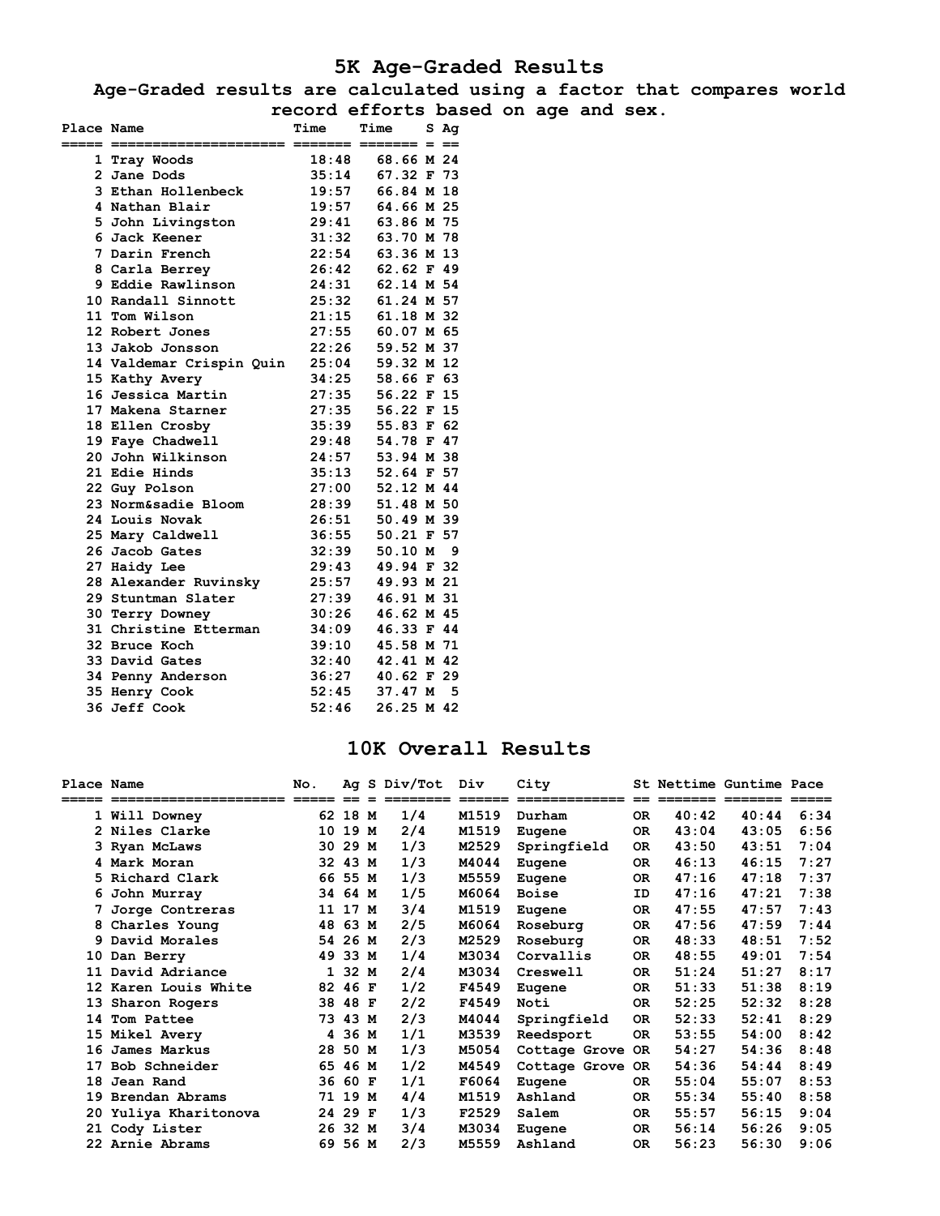# 5K Age-Graded Results

**Age-Graded results are calculated using a factor that compares world record efforts based on age and sex.**

| Place | Name | Time | Time | S | Ag |
|---|---|---|---|---|---|
| 1 | Tray Woods | 18:48 | 68.66 | M | 24 |
| 2 | Jane Dods | 35:14 | 67.32 | F | 73 |
| 3 | Ethan Hollenbeck | 19:57 | 66.84 | M | 18 |
| 4 | Nathan Blair | 19:57 | 64.66 | M | 25 |
| 5 | John Livingston | 29:41 | 63.86 | M | 75 |
| 6 | Jack Keener | 31:32 | 63.70 | M | 78 |
| 7 | Darin French | 22:54 | 63.36 | M | 13 |
| 8 | Carla Berrey | 26:42 | 62.62 | F | 49 |
| 9 | Eddie Rawlinson | 24:31 | 62.14 | M | 54 |
| 10 | Randall Sinnott | 25:32 | 61.24 | M | 57 |
| 11 | Tom Wilson | 21:15 | 61.18 | M | 32 |
| 12 | Robert Jones | 27:55 | 60.07 | M | 65 |
| 13 | Jakob Jonsson | 22:26 | 59.52 | M | 37 |
| 14 | Valdemar Crispin Quin | 25:04 | 59.32 | M | 12 |
| 15 | Kathy Avery | 34:25 | 58.66 | F | 63 |
| 16 | Jessica Martin | 27:35 | 56.22 | F | 15 |
| 17 | Makena Starner | 27:35 | 56.22 | F | 15 |
| 18 | Ellen Crosby | 35:39 | 55.83 | F | 62 |
| 19 | Faye Chadwell | 29:48 | 54.78 | F | 47 |
| 20 | John Wilkinson | 24:57 | 53.94 | M | 38 |
| 21 | Edie Hinds | 35:13 | 52.64 | F | 57 |
| 22 | Guy Polson | 27:00 | 52.12 | M | 44 |
| 23 | Norm&sadie Bloom | 28:39 | 51.48 | M | 50 |
| 24 | Louis Novak | 26:51 | 50.49 | M | 39 |
| 25 | Mary Caldwell | 36:55 | 50.21 | F | 57 |
| 26 | Jacob Gates | 32:39 | 50.10 | M | 9 |
| 27 | Haidy Lee | 29:43 | 49.94 | F | 32 |
| 28 | Alexander Ruvinsky | 25:57 | 49.93 | M | 21 |
| 29 | Stuntman Slater | 27:39 | 46.91 | M | 31 |
| 30 | Terry Downey | 30:26 | 46.62 | M | 45 |
| 31 | Christine Etterman | 34:09 | 46.33 | F | 44 |
| 32 | Bruce Koch | 39:10 | 45.58 | M | 71 |
| 33 | David Gates | 32:40 | 42.41 | M | 42 |
| 34 | Penny Anderson | 36:27 | 40.62 | F | 29 |
| 35 | Henry Cook | 52:45 | 37.47 | M | 5 |
| 36 | Jeff Cook | 52:46 | 26.25 | M | 42 |

# 10K Overall Results

| Place | Name | No. | Ag | S | Div/Tot | Div | City | St | Nettime | Guntime | Pace |
|---|---|---|---|---|---|---|---|---|---|---|---|
| 1 | Will Downey | 62 | 18 | M | 1/4 | M1519 | Durham | OR | 40:42 | 40:44 | 6:34 |
| 2 | Niles Clarke | 10 | 19 | M | 2/4 | M1519 | Eugene | OR | 43:04 | 43:05 | 6:56 |
| 3 | Ryan McLaws | 30 | 29 | M | 1/3 | M2529 | Springfield | OR | 43:50 | 43:51 | 7:04 |
| 4 | Mark Moran | 32 | 43 | M | 1/3 | M4044 | Eugene | OR | 46:13 | 46:15 | 7:27 |
| 5 | Richard Clark | 66 | 55 | M | 1/3 | M5559 | Eugene | OR | 47:16 | 47:18 | 7:37 |
| 6 | John Murray | 34 | 64 | M | 1/5 | M6064 | Boise | ID | 47:16 | 47:21 | 7:38 |
| 7 | Jorge Contreras | 11 | 17 | M | 3/4 | M1519 | Eugene | OR | 47:55 | 47:57 | 7:43 |
| 8 | Charles Young | 48 | 63 | M | 2/5 | M6064 | Roseburg | OR | 47:56 | 47:59 | 7:44 |
| 9 | David Morales | 54 | 26 | M | 2/3 | M2529 | Roseburg | OR | 48:33 | 48:51 | 7:52 |
| 10 | Dan Berry | 49 | 33 | M | 1/4 | M3034 | Corvallis | OR | 48:55 | 49:01 | 7:54 |
| 11 | David Adriance | 1 | 32 | M | 2/4 | M3034 | Creswell | OR | 51:24 | 51:27 | 8:17 |
| 12 | Karen Louis White | 82 | 46 | F | 1/2 | F4549 | Eugene | OR | 51:33 | 51:38 | 8:19 |
| 13 | Sharon Rogers | 38 | 48 | F | 2/2 | F4549 | Noti | OR | 52:25 | 52:32 | 8:28 |
| 14 | Tom Pattee | 73 | 43 | M | 2/3 | M4044 | Springfield | OR | 52:33 | 52:41 | 8:29 |
| 15 | Mikel Avery | 4 | 36 | M | 1/1 | M3539 | Reedsport | OR | 53:55 | 54:00 | 8:42 |
| 16 | James Markus | 28 | 50 | M | 1/3 | M5054 | Cottage Grove | OR | 54:27 | 54:36 | 8:48 |
| 17 | Bob Schneider | 65 | 46 | M | 1/2 | M4549 | Cottage Grove | OR | 54:36 | 54:44 | 8:49 |
| 18 | Jean Rand | 36 | 60 | F | 1/1 | F6064 | Eugene | OR | 55:04 | 55:07 | 8:53 |
| 19 | Brendan Abrams | 71 | 19 | M | 4/4 | M1519 | Ashland | OR | 55:34 | 55:40 | 8:58 |
| 20 | Yuliya Kharitonova | 24 | 29 | F | 1/3 | F2529 | Salem | OR | 55:57 | 56:15 | 9:04 |
| 21 | Cody Lister | 26 | 32 | M | 3/4 | M3034 | Eugene | OR | 56:14 | 56:26 | 9:05 |
| 22 | Arnie Abrams | 69 | 56 | M | 2/3 | M5559 | Ashland | OR | 56:23 | 56:30 | 9:06 |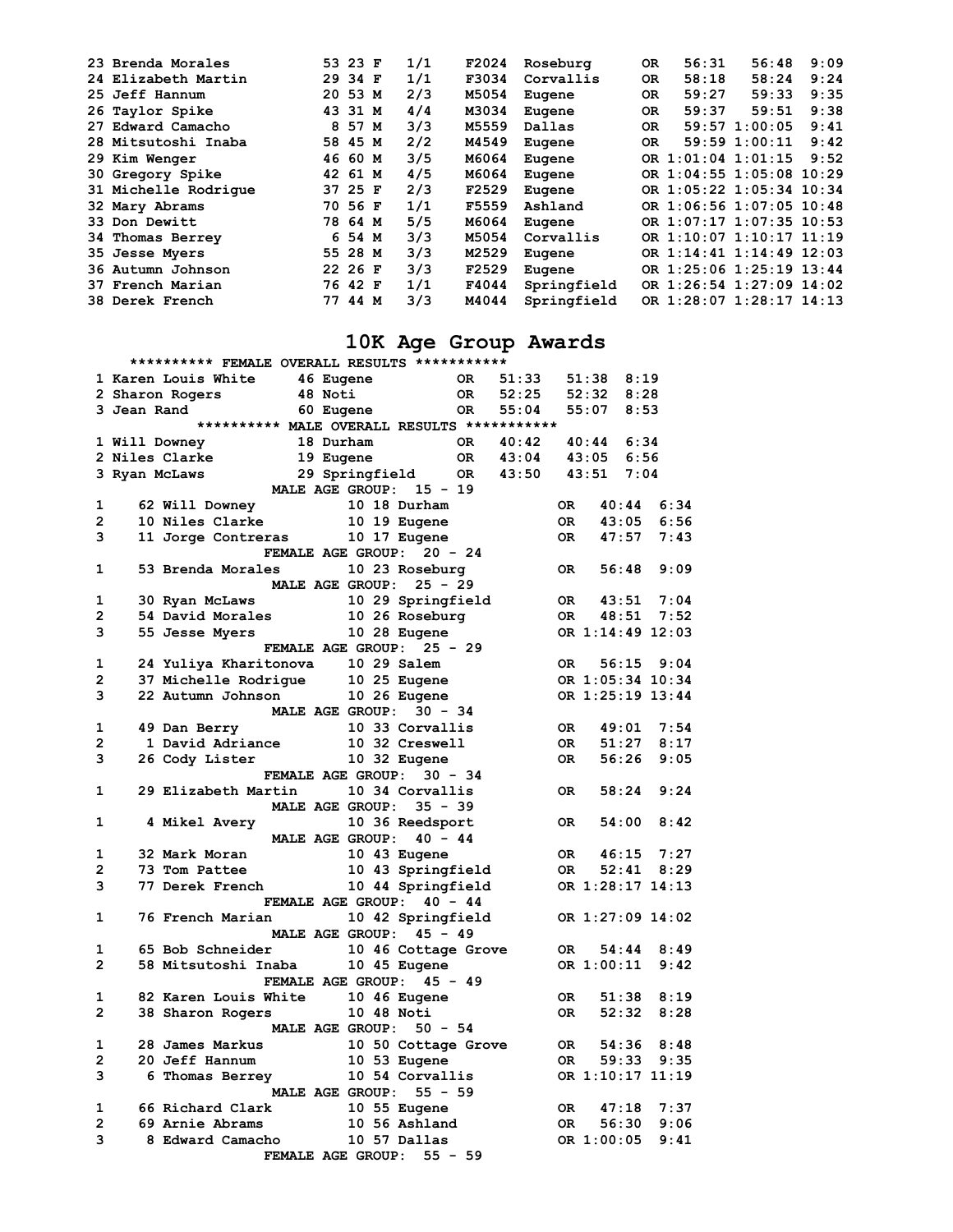| Place | Name | Bib | Age | Sex | Div Place | Division | City | State | Gun Time | Chip Time | Pace |
|---|---|---|---|---|---|---|---|---|---|---|---|
| 23 | Brenda Morales | 53 | 23 | F | 1/1 | F2024 | Roseburg | OR | 56:31 | 56:48 | 9:09 |
| 24 | Elizabeth Martin | 29 | 34 | F | 1/1 | F3034 | Corvallis | OR | 58:18 | 58:24 | 9:24 |
| 25 | Jeff Hannum | 20 | 53 | M | 2/3 | M5054 | Eugene | OR | 59:27 | 59:33 | 9:35 |
| 26 | Taylor Spike | 43 | 31 | M | 4/4 | M3034 | Eugene | OR | 59:37 | 59:51 | 9:38 |
| 27 | Edward Camacho | 8 | 57 | M | 3/3 | M5559 | Dallas | OR | 59:57 | 1:00:05 | 9:41 |
| 28 | Mitsutoshi Inaba | 58 | 45 | M | 2/2 | M4549 | Eugene | OR | 59:59 | 1:00:11 | 9:42 |
| 29 | Kim Wenger | 46 | 60 | M | 3/5 | M6064 | Eugene | OR | 1:01:04 | 1:01:15 | 9:52 |
| 30 | Gregory Spike | 42 | 61 | M | 4/5 | M6064 | Eugene | OR | 1:04:55 | 1:05:08 | 10:29 |
| 31 | Michelle Rodrigue | 37 | 25 | F | 2/3 | F2529 | Eugene | OR | 1:05:22 | 1:05:34 | 10:34 |
| 32 | Mary Abrams | 70 | 56 | F | 1/1 | F5559 | Ashland | OR | 1:06:56 | 1:07:05 | 10:48 |
| 33 | Don Dewitt | 78 | 64 | M | 5/5 | M6064 | Eugene | OR | 1:07:17 | 1:07:35 | 10:53 |
| 34 | Thomas Berrey | 6 | 54 | M | 3/3 | M5054 | Corvallis | OR | 1:10:07 | 1:10:17 | 11:19 |
| 35 | Jesse Myers | 55 | 28 | M | 3/3 | M2529 | Eugene | OR | 1:14:41 | 1:14:49 | 12:03 |
| 36 | Autumn Johnson | 22 | 26 | F | 3/3 | F2529 | Eugene | OR | 1:25:06 | 1:25:19 | 13:44 |
| 37 | French Marian | 76 | 42 | F | 1/1 | F4044 | Springfield | OR | 1:26:54 | 1:27:09 | 14:02 |
| 38 | Derek French | 77 | 44 | M | 3/3 | M4044 | Springfield | OR | 1:28:07 | 1:28:17 | 14:13 |

# 10K Age Group Awards

********** FEMALE OVERALL RESULTS ***********

| Place | Name | Age | City | State | Gun Time | Chip Time | Pace |
|---|---|---|---|---|---|---|---|
| 1 | Karen Louis White | 46 | Eugene | OR | 51:33 | 51:38 | 8:19 |
| 2 | Sharon Rogers | 48 | Noti | OR | 52:25 | 52:32 | 8:28 |
| 3 | Jean Rand | 60 | Eugene | OR | 55:04 | 55:07 | 8:53 |

********** MALE OVERALL RESULTS ***********

| Place | Name | Age | City | State | Gun Time | Chip Time | Pace |
|---|---|---|---|---|---|---|---|
| 1 | Will Downey | 18 | Durham | OR | 40:42 | 40:44 | 6:34 |
| 2 | Niles Clarke | 19 | Eugene | OR | 43:04 | 43:05 | 6:56 |
| 3 | Ryan McLaws | 29 | Springfield | OR | 43:50 | 43:51 | 7:04 |

MALE AGE GROUP: 15 - 19

| Place | Bib | Name | Dist | Age | City | State | Time | Pace |
|---|---|---|---|---|---|---|---|---|
| 1 | 62 | Will Downey | 10 | 18 | Durham | OR | 40:44 | 6:34 |
| 2 | 10 | Niles Clarke | 10 | 19 | Eugene | OR | 43:05 | 6:56 |
| 3 | 11 | Jorge Contreras | 10 | 17 | Eugene | OR | 47:57 | 7:43 |

FEMALE AGE GROUP: 20 - 24

| Place | Bib | Name | Dist | Age | City | State | Time | Pace |
|---|---|---|---|---|---|---|---|---|
| 1 | 53 | Brenda Morales | 10 | 23 | Roseburg | OR | 56:48 | 9:09 |

MALE AGE GROUP: 25 - 29

| Place | Bib | Name | Dist | Age | City | State | Time | Pace |
|---|---|---|---|---|---|---|---|---|
| 1 | 30 | Ryan McLaws | 10 | 29 | Springfield | OR | 43:51 | 7:04 |
| 2 | 54 | David Morales | 10 | 26 | Roseburg | OR | 48:51 | 7:52 |
| 3 | 55 | Jesse Myers | 10 | 28 | Eugene | OR | 1:14:49 | 12:03 |

FEMALE AGE GROUP: 25 - 29

| Place | Bib | Name | Dist | Age | City | State | Time | Pace |
|---|---|---|---|---|---|---|---|---|
| 1 | 24 | Yuliya Kharitonova | 10 | 29 | Salem | OR | 56:15 | 9:04 |
| 2 | 37 | Michelle Rodrigue | 10 | 25 | Eugene | OR | 1:05:34 | 10:34 |
| 3 | 22 | Autumn Johnson | 10 | 26 | Eugene | OR | 1:25:19 | 13:44 |

MALE AGE GROUP: 30 - 34

| Place | Bib | Name | Dist | Age | City | State | Time | Pace |
|---|---|---|---|---|---|---|---|---|
| 1 | 49 | Dan Berry | 10 | 33 | Corvallis | OR | 49:01 | 7:54 |
| 2 | 1 | David Adriance | 10 | 32 | Creswell | OR | 51:27 | 8:17 |
| 3 | 26 | Cody Lister | 10 | 32 | Eugene | OR | 56:26 | 9:05 |

FEMALE AGE GROUP: 30 - 34

| Place | Bib | Name | Dist | Age | City | State | Time | Pace |
|---|---|---|---|---|---|---|---|---|
| 1 | 29 | Elizabeth Martin | 10 | 34 | Corvallis | OR | 58:24 | 9:24 |

MALE AGE GROUP: 35 - 39

| Place | Bib | Name | Dist | Age | City | State | Time | Pace |
|---|---|---|---|---|---|---|---|---|
| 1 | 4 | Mikel Avery | 10 | 36 | Reedsport | OR | 54:00 | 8:42 |

MALE AGE GROUP: 40 - 44

| Place | Bib | Name | Dist | Age | City | State | Time | Pace |
|---|---|---|---|---|---|---|---|---|
| 1 | 32 | Mark Moran | 10 | 43 | Eugene | OR | 46:15 | 7:27 |
| 2 | 73 | Tom Pattee | 10 | 43 | Springfield | OR | 52:41 | 8:29 |
| 3 | 77 | Derek French | 10 | 44 | Springfield | OR | 1:28:17 | 14:13 |

FEMALE AGE GROUP: 40 - 44

| Place | Bib | Name | Dist | Age | City | State | Time | Pace |
|---|---|---|---|---|---|---|---|---|
| 1 | 76 | French Marian | 10 | 42 | Springfield | OR | 1:27:09 | 14:02 |

MALE AGE GROUP: 45 - 49

| Place | Bib | Name | Dist | Age | City | State | Time | Pace |
|---|---|---|---|---|---|---|---|---|
| 1 | 65 | Bob Schneider | 10 | 46 | Cottage Grove | OR | 54:44 | 8:49 |
| 2 | 58 | Mitsutoshi Inaba | 10 | 45 | Eugene | OR | 1:00:11 | 9:42 |

FEMALE AGE GROUP: 45 - 49

| Place | Bib | Name | Dist | Age | City | State | Time | Pace |
|---|---|---|---|---|---|---|---|---|
| 1 | 82 | Karen Louis White | 10 | 46 | Eugene | OR | 51:38 | 8:19 |
| 2 | 38 | Sharon Rogers | 10 | 48 | Noti | OR | 52:32 | 8:28 |

MALE AGE GROUP: 50 - 54

| Place | Bib | Name | Dist | Age | City | State | Time | Pace |
|---|---|---|---|---|---|---|---|---|
| 1 | 28 | James Markus | 10 | 50 | Cottage Grove | OR | 54:36 | 8:48 |
| 2 | 20 | Jeff Hannum | 10 | 53 | Eugene | OR | 59:33 | 9:35 |
| 3 | 6 | Thomas Berrey | 10 | 54 | Corvallis | OR | 1:10:17 | 11:19 |

MALE AGE GROUP: 55 - 59

| Place | Bib | Name | Dist | Age | City | State | Time | Pace |
|---|---|---|---|---|---|---|---|---|
| 1 | 66 | Richard Clark | 10 | 55 | Eugene | OR | 47:18 | 7:37 |
| 2 | 69 | Arnie Abrams | 10 | 56 | Ashland | OR | 56:30 | 9:06 |
| 3 | 8 | Edward Camacho | 10 | 57 | Dallas | OR | 1:00:05 | 9:41 |

FEMALE AGE GROUP: 55 - 59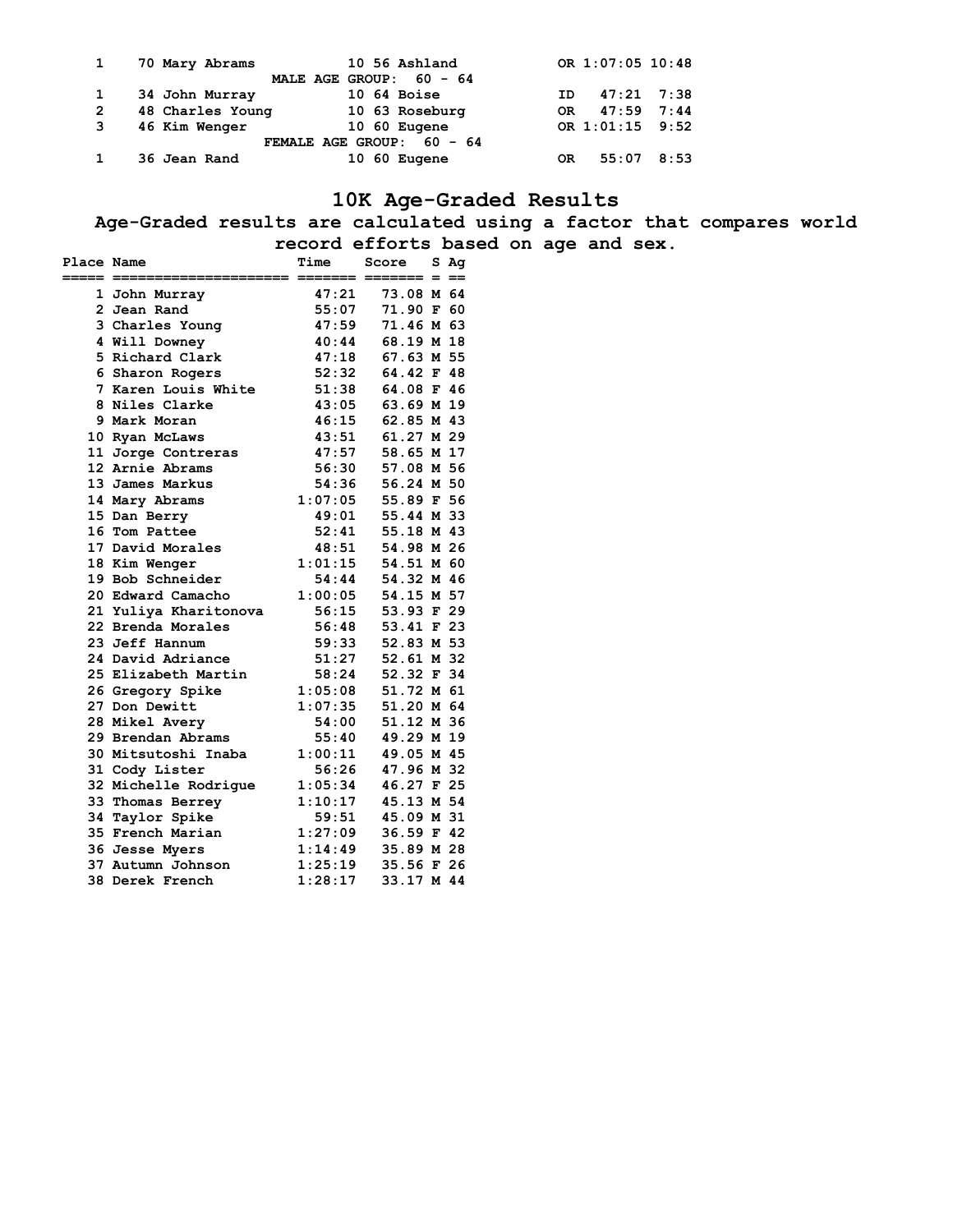| | | | | | | | |
|---|---|---|---|---|---|---|---|
| 1 | 70 | Mary Abrams | 10 | 56 | Ashland | OR | 1:07:05 | 10:48 |

**MALE AGE GROUP: 60 - 64**

| | | | | | | | | |
|---|---|---|---|---|---|---|---|---|
| 1 | 34 | John Murray | 10 | 64 | Boise | ID | 47:21 | 7:38 |
| 2 | 48 | Charles Young | 10 | 63 | Roseburg | OR | 47:59 | 7:44 |
| 3 | 46 | Kim Wenger | 10 | 60 | Eugene | OR | 1:01:15 | 9:52 |

**FEMALE AGE GROUP: 60 - 64**

| | | | | | | | | |
|---|---|---|---|---|---|---|---|---|
| 1 | 36 | Jean Rand | 10 | 60 | Eugene | OR | 55:07 | 8:53 |

## 10K Age-Graded Results

**Age-Graded results are calculated using a factor that compares world record efforts based on age and sex.**

| Place | Name | Time | Score | S | Ag |
|---|---|---|---|---|---|
| 1 | John Murray | 47:21 | 73.08 | M | 64 |
| 2 | Jean Rand | 55:07 | 71.90 | F | 60 |
| 3 | Charles Young | 47:59 | 71.46 | M | 63 |
| 4 | Will Downey | 40:44 | 68.19 | M | 18 |
| 5 | Richard Clark | 47:18 | 67.63 | M | 55 |
| 6 | Sharon Rogers | 52:32 | 64.42 | F | 48 |
| 7 | Karen Louis White | 51:38 | 64.08 | F | 46 |
| 8 | Niles Clarke | 43:05 | 63.69 | M | 19 |
| 9 | Mark Moran | 46:15 | 62.85 | M | 43 |
| 10 | Ryan McLaws | 43:51 | 61.27 | M | 29 |
| 11 | Jorge Contreras | 47:57 | 58.65 | M | 17 |
| 12 | Arnie Abrams | 56:30 | 57.08 | M | 56 |
| 13 | James Markus | 54:36 | 56.24 | M | 50 |
| 14 | Mary Abrams | 1:07:05 | 55.89 | F | 56 |
| 15 | Dan Berry | 49:01 | 55.44 | M | 33 |
| 16 | Tom Pattee | 52:41 | 55.18 | M | 43 |
| 17 | David Morales | 48:51 | 54.98 | M | 26 |
| 18 | Kim Wenger | 1:01:15 | 54.51 | M | 60 |
| 19 | Bob Schneider | 54:44 | 54.32 | M | 46 |
| 20 | Edward Camacho | 1:00:05 | 54.15 | M | 57 |
| 21 | Yuliya Kharitonova | 56:15 | 53.93 | F | 29 |
| 22 | Brenda Morales | 56:48 | 53.41 | F | 23 |
| 23 | Jeff Hannum | 59:33 | 52.83 | M | 53 |
| 24 | David Adriance | 51:27 | 52.61 | M | 32 |
| 25 | Elizabeth Martin | 58:24 | 52.32 | F | 34 |
| 26 | Gregory Spike | 1:05:08 | 51.72 | M | 61 |
| 27 | Don Dewitt | 1:07:35 | 51.20 | M | 64 |
| 28 | Mikel Avery | 54:00 | 51.12 | M | 36 |
| 29 | Brendan Abrams | 55:40 | 49.29 | M | 19 |
| 30 | Mitsutoshi Inaba | 1:00:11 | 49.05 | M | 45 |
| 31 | Cody Lister | 56:26 | 47.96 | M | 32 |
| 32 | Michelle Rodrigue | 1:05:34 | 46.27 | F | 25 |
| 33 | Thomas Berrey | 1:10:17 | 45.13 | M | 54 |
| 34 | Taylor Spike | 59:51 | 45.09 | M | 31 |
| 35 | French Marian | 1:27:09 | 36.59 | F | 42 |
| 36 | Jesse Myers | 1:14:49 | 35.89 | M | 28 |
| 37 | Autumn Johnson | 1:25:19 | 35.56 | F | 26 |
| 38 | Derek French | 1:28:17 | 33.17 | M | 44 |